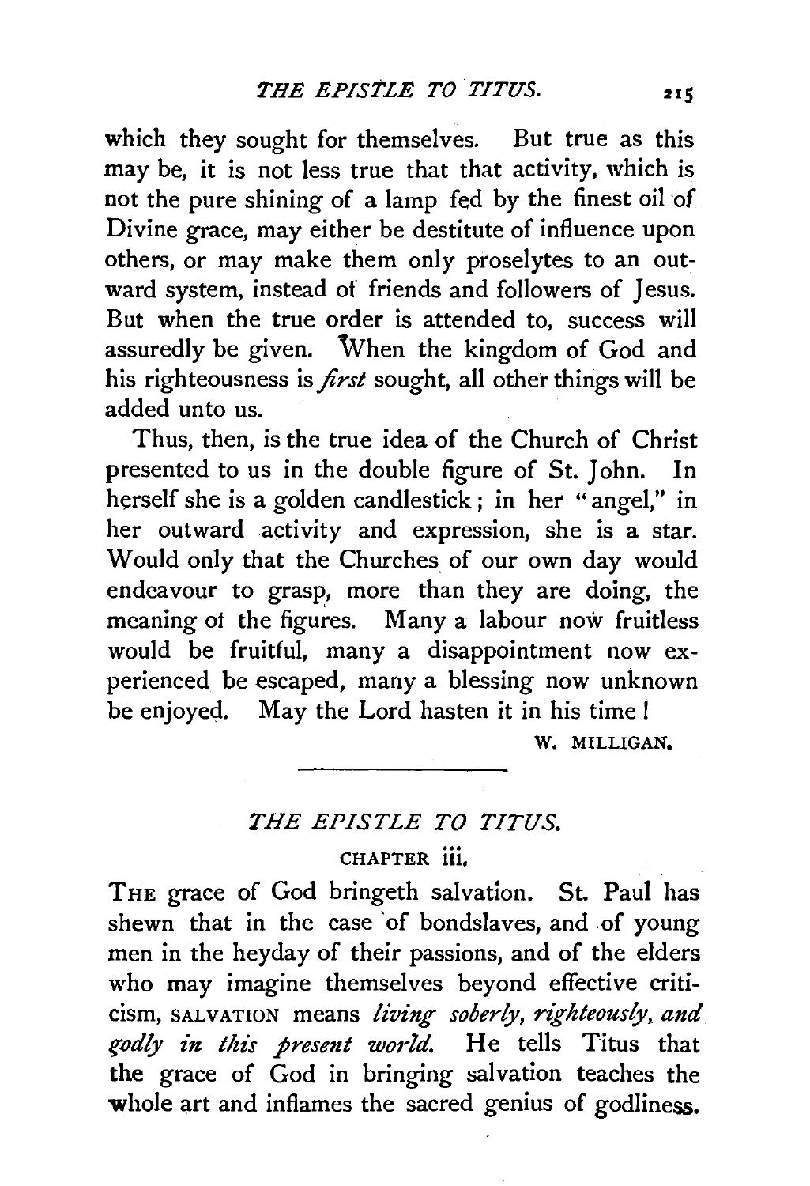which they sought for themselves. But true as this may be, it is not less true that that activity, which is not the pure shining of a lamp fed by the finest oil of Divine grace, may either be destitute of influence upon others, or may make them only proselytes to an outward system, instead of friends and followers of Jesus. But when the true order is attended to, success will assuredly be given. When the kingdom of God and his righteousness is *first* sought, all other things will be added unto us.

Thus, then, is the true idea of the Church of Christ presented to us in the double figure of St. John. In herself she is a golden candlestick; in her "angel," in her outward activity and expression, she is a star. Would only that the Churches of our own day would endeavour to grasp, more than they are doing, the meaning of the figures. Many a labour now fruitless would be fruitful, many a disappointment now experienced be escaped, many a blessing now unknown be enjoyed. May the Lord hasten it in his time!

W. MILLIGAN.

---

## *THE EPISTLE TO TITUS.*

### CHAPTER iii.

THE grace of God bringeth salvation. St. Paul has shewn that in the case of bondslaves, and of young men in the heyday of their passions, and of the elders who may imagine themselves beyond effective criticism, SALVATION means *living soberly, righteously, and godly in this present world.* He tells Titus that the grace of God in bringing salvation teaches the whole art and inflames the sacred genius of godliness.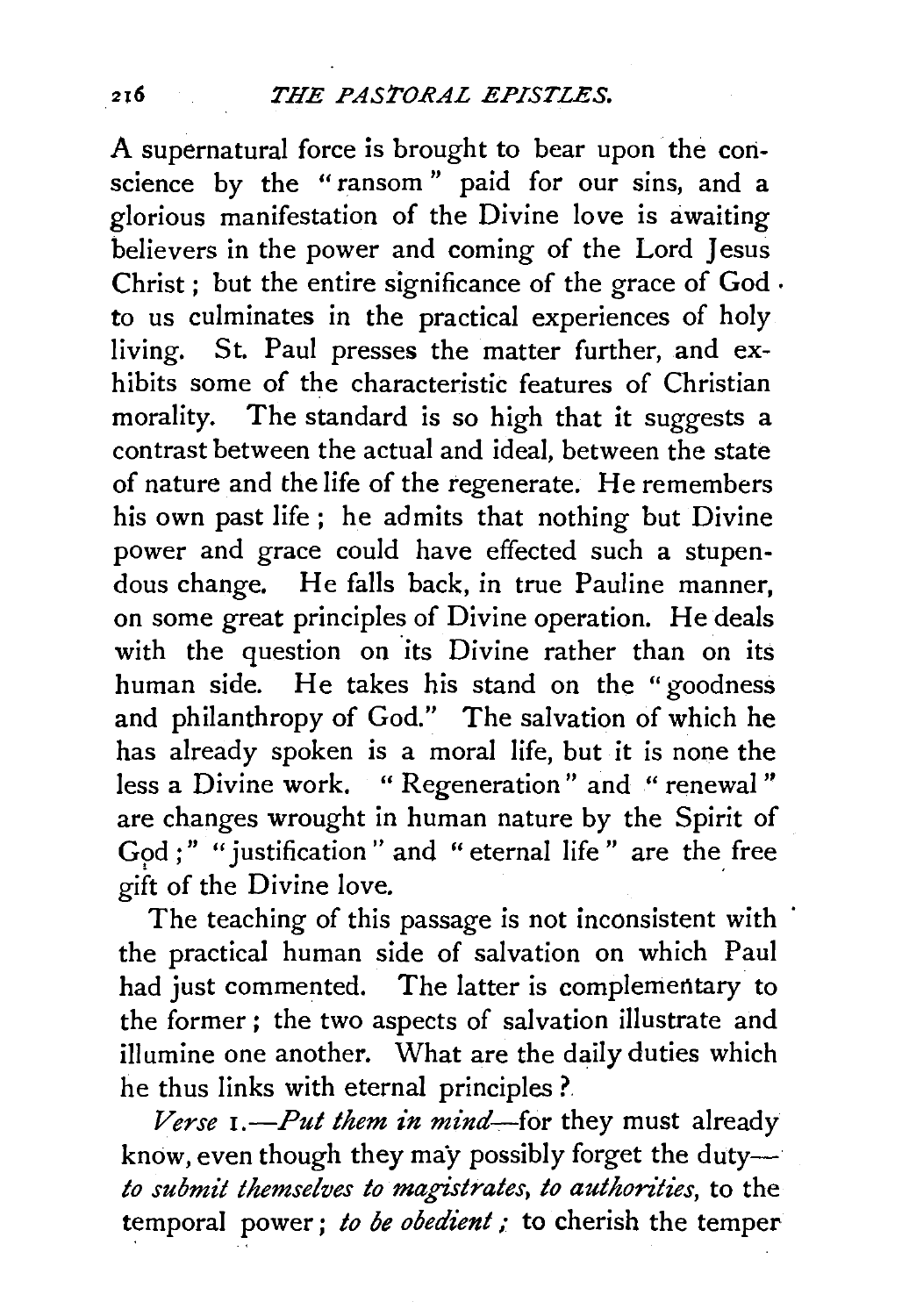A supernatural force is brought to bear upon the conscience by the "ransom" paid for our sins, and a glorious manifestation of the Divine love is awaiting believers in the power and coming of the Lord Jesus Christ; but the entire significance of the grace of God to us culminates in the practical experiences of holy living. St. Paul presses the matter further, and exhibits some of the characteristic features of Christian morality. The standard is so high that it suggests a contrast between the actual and ideal, between the state of nature and the life of the regenerate. He remembers his own past life; he admits that nothing but Divine power and grace could have effected such a stupendous change. He falls back, in true Pauline manner, on some great principles of Divine operation. He deals with the question on its Divine rather than on its human side. He takes his stand on the "goodness and philanthropy of God." The salvation of which he has already spoken is a moral life, but it is none the less a Divine work. "Regeneration" and "renewal" are changes wrought in human nature by the Spirit of God;" "justification" and "eternal life" are the free gift of the Divine love.

The teaching of this passage is not inconsistent with the practical human side of salvation on which Paul had just commented. The latter is complementary to the former; the two aspects of salvation illustrate and illumine one another. What are the daily duties which he thus links with eternal principles?

*Verse* 1.—*Put them in mind*—for they must already know, even though they may possibly forget the duty—*to submit themselves to magistrates, to authorities*, to the temporal power; *to be obedient;* to cherish the temper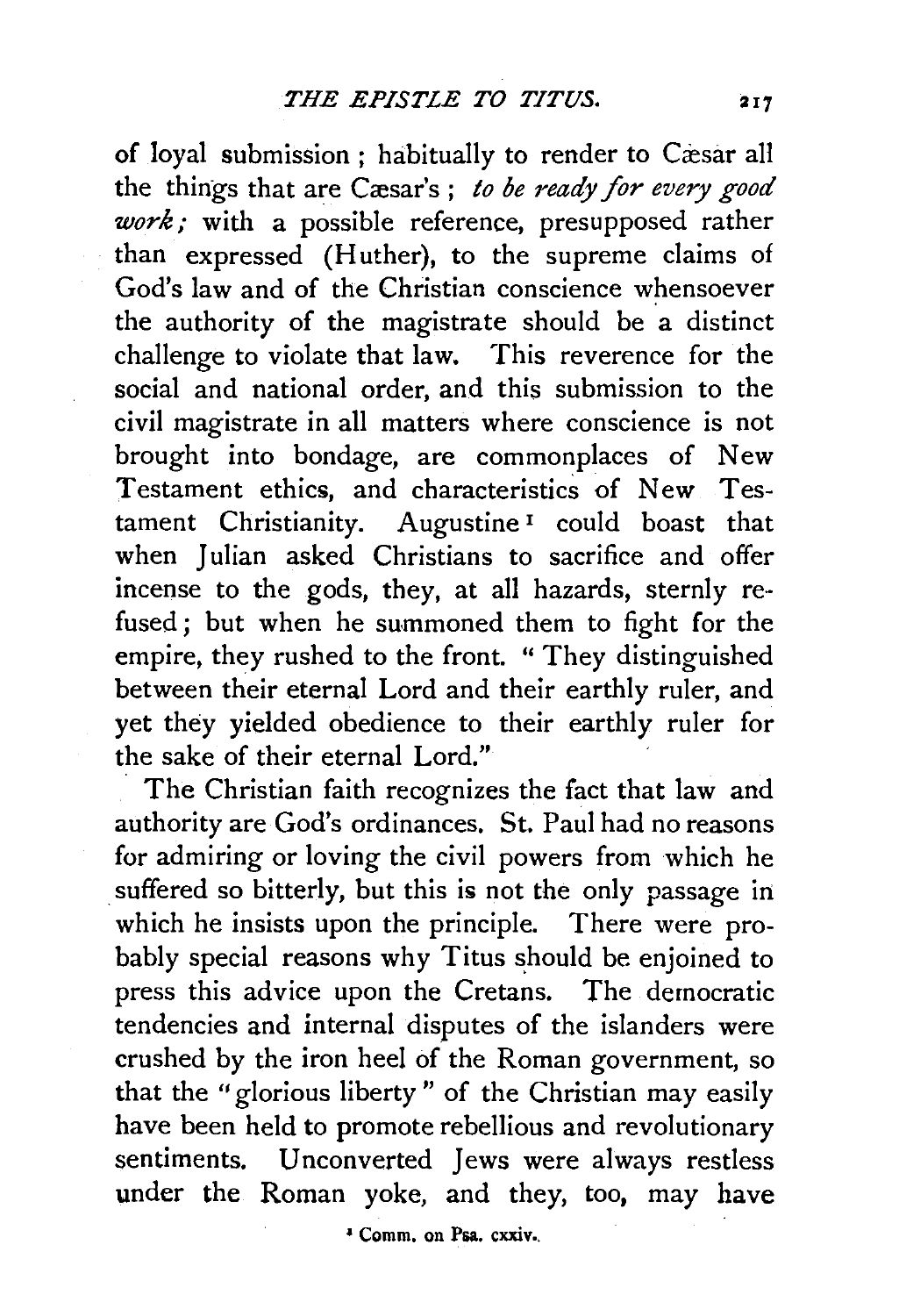of loyal submission; habitually to render to Cæsar all the things that are Cæsar's; *to be ready for every good work;* with a possible reference, presupposed rather than expressed (Huther), to the supreme claims of God's law and of the Christian conscience whensoever the authority of the magistrate should be a distinct challenge to violate that law. This reverence for the social and national order, and this submission to the civil magistrate in all matters where conscience is not brought into bondage, are commonplaces of New Testament ethics, and characteristics of New Testament Christianity. Augustine[1] could boast that when Julian asked Christians to sacrifice and offer incense to the gods, they, at all hazards, sternly refused; but when he summoned them to fight for the empire, they rushed to the front. "They distinguished between their eternal Lord and their earthly ruler, and yet they yielded obedience to their earthly ruler for the sake of their eternal Lord."

The Christian faith recognizes the fact that law and authority are God's ordinances. St. Paul had no reasons for admiring or loving the civil powers from which he suffered so bitterly, but this is not the only passage in which he insists upon the principle. There were probably special reasons why Titus should be enjoined to press this advice upon the Cretans. The democratic tendencies and internal disputes of the islanders were crushed by the iron heel of the Roman government, so that the "glorious liberty" of the Christian may easily have been held to promote rebellious and revolutionary sentiments. Unconverted Jews were always restless under the Roman yoke, and they, too, may have

[1] Comm. on Psa. cxxiv.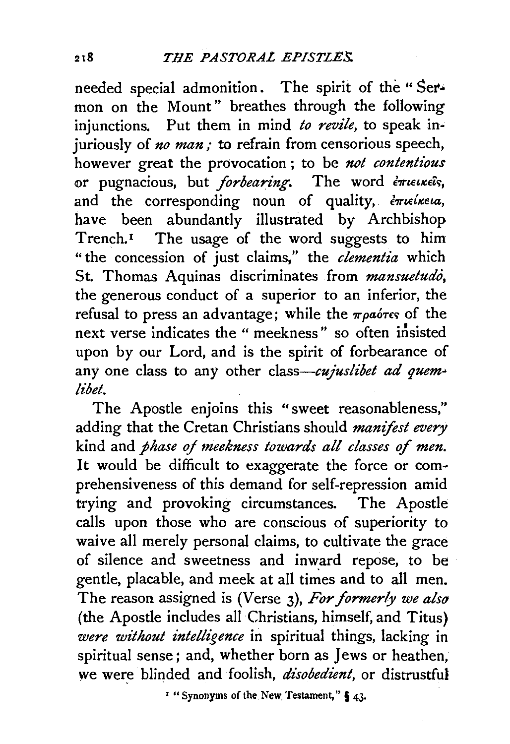needed special admonition. The spirit of the "Sermon on the Mount" breathes through the following injunctions. Put them in mind *to revile*, to speak injuriously of *no man;* to refrain from censorious speech, however great the provocation; to be *not contentious* or pugnacious, but *forbearing*. The word ἐπιεικεῖς, and the corresponding noun of quality, ἐπιείκεια, have been abundantly illustrated by Archbishop Trench.[1] The usage of the word suggests to him "the concession of just claims," the *clementia* which St. Thomas Aquinas discriminates from *mansuetudo*, the generous conduct of a superior to an inferior, the refusal to press an advantage; while the πραότες of the next verse indicates the "meekness" so often insisted upon by our Lord, and is the spirit of forbearance of any one class to any other class—*cujuslibet ad quemlibet*.

The Apostle enjoins this "sweet reasonableness," adding that the Cretan Christians should *manifest every* kind and *phase of meekness towards all classes of men*. It would be difficult to exaggerate the force or comprehensiveness of this demand for self-repression amid trying and provoking circumstances. The Apostle calls upon those who are conscious of superiority to waive all merely personal claims, to cultivate the grace of silence and sweetness and inward repose, to be gentle, placable, and meek at all times and to all men. The reason assigned is (Verse 3), *For formerly we also* (the Apostle includes all Christians, himself, and Titus) *were without intelligence* in spiritual things, lacking in spiritual sense; and, whether born as Jews or heathen, we were blinded and foolish, *disobedient*, or distrustful

[1] "Synonyms of the New Testament," § 43.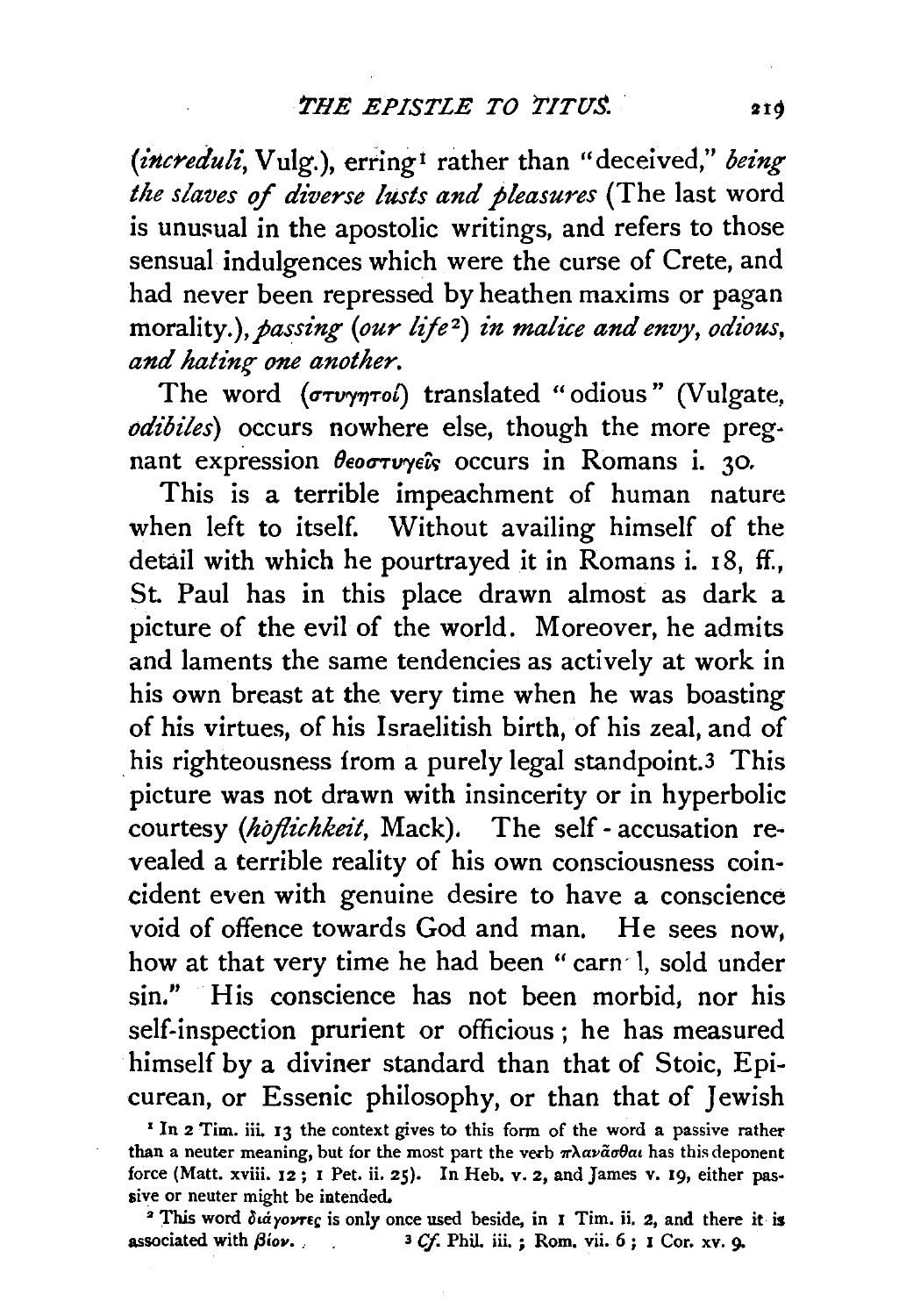(*increduli*, Vulg.), erring[1] rather than "deceived," *being the slaves of diverse lusts and pleasures* (The last word is unusual in the apostolic writings, and refers to those sensual indulgences which were the curse of Crete, and had never been repressed by heathen maxims or pagan morality.), *passing* (*our life*[2]) *in malice and envy, odious, and hating one another.*

The word (στυγητοί) translated "odious" (Vulgate, *odibiles*) occurs nowhere else, though the more pregnant expression θεοστυγεῖς occurs in Romans i. 30.

This is a terrible impeachment of human nature when left to itself. Without availing himself of the detail with which he pourtrayed it in Romans i. 18, ff., St. Paul has in this place drawn almost as dark a picture of the evil of the world. Moreover, he admits and laments the same tendencies as actively at work in his own breast at the very time when he was boasting of his virtues, of his Israelitish birth, of his zeal, and of his righteousness from a purely legal standpoint.[3] This picture was not drawn with insincerity or in hyperbolic courtesy (*höflichkeit*, Mack). The self-accusation revealed a terrible reality of his own consciousness coincident even with genuine desire to have a conscience void of offence towards God and man. He sees now, how at that very time he had been "carnal, sold under sin." His conscience has not been morbid, nor his self-inspection prurient or officious; he has measured himself by a diviner standard than that of Stoic, Epicurean, or Essenic philosophy, or than that of Jewish

[1] In 2 Tim. iii. 13 the context gives to this form of the word a passive rather than a neuter meaning, but for the most part the verb πλανᾶσθαι has this deponent force (Matt. xviii. 12; 1 Pet. ii. 25). In Heb. v. 2, and James v. 19, either passive or neuter might be intended.

[2] This word διάγοντες is only once used beside, in 1 Tim. ii. 2, and there it is associated with βίον.

[3] *Cf.* Phil. iii.; Rom. vii. 6; 1 Cor. xv. 9.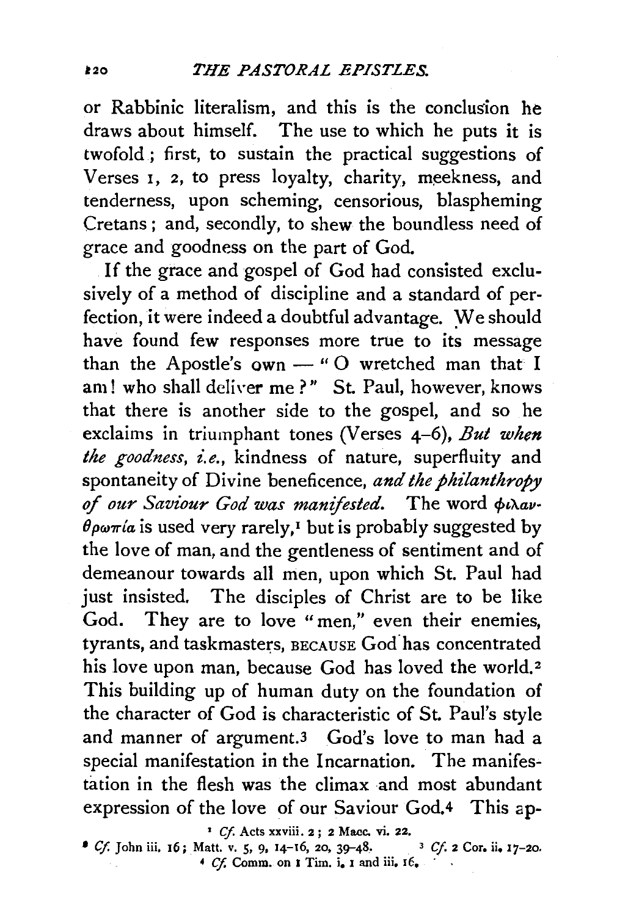or Rabbinic literalism, and this is the conclusion he draws about himself. The use to which he puts it is twofold; first, to sustain the practical suggestions of Verses 1, 2, to press loyalty, charity, meekness, and tenderness, upon scheming, censorious, blaspheming Cretans; and, secondly, to shew the boundless need of grace and goodness on the part of God.

If the grace and gospel of God had consisted exclusively of a method of discipline and a standard of perfection, it were indeed a doubtful advantage. We should have found few responses more true to its message than the Apostle's own — "O wretched man that I am! who shall deliver me?" St. Paul, however, knows that there is another side to the gospel, and so he exclaims in triumphant tones (Verses 4–6), *But when the goodness, i.e.*, kindness of nature, superfluity and spontaneity of Divine beneficence, *and the philanthropy of our Saviour God was manifested.* The word φιλανθρωπία is used very rarely,[1] but is probably suggested by the love of man, and the gentleness of sentiment and of demeanour towards all men, upon which St. Paul had just insisted. The disciples of Christ are to be like God. They are to love "men," even their enemies, tyrants, and taskmasters, BECAUSE God has concentrated his love upon man, because God has loved the world.[2] This building up of human duty on the foundation of the character of God is characteristic of St. Paul's style and manner of argument.[3] God's love to man had a special manifestation in the Incarnation. The manifestation in the flesh was the climax and most abundant expression of the love of our Saviour God.[4] This ap-

[1] *Cf.* Acts xxviii. 2; 2 Macc. vi. 22.

[2] *Cf.* John iii. 16; Matt. v. 5, 9, 14–16, 20, 39–48.

[3] *Cf.* 2 Cor. ii. 17–20.

[4] *Cf.* Comm. on 1 Tim. i. 1 and iii. 16.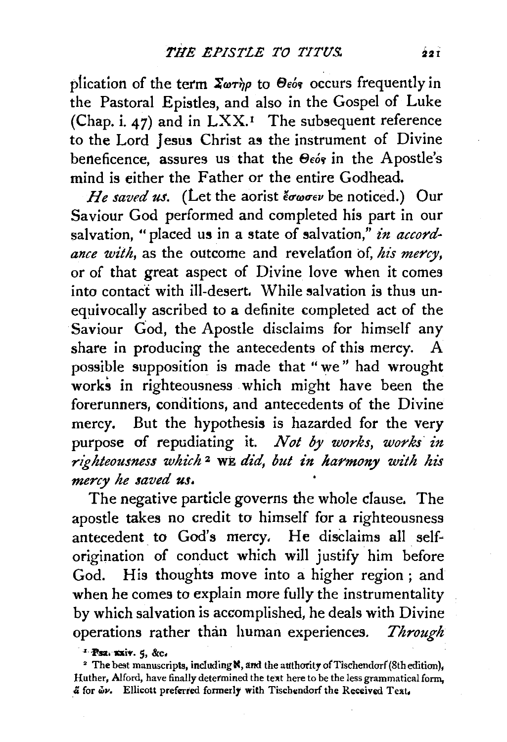plication of the term Σωτὴρ to Θεὸς occurs frequently in the Pastoral Epistles, and also in the Gospel of Luke (Chap. i. 47) and in LXX.[1] The subsequent reference to the Lord Jesus Christ as the instrument of Divine beneficence, assures us that the Θεὸς in the Apostle's mind is either the Father or the entire Godhead.

*He saved us.* (Let the aorist ἔσωσεν be noticed.) Our Saviour God performed and completed his part in our salvation, "placed us in a state of salvation," *in accordance with*, as the outcome and revelation of, *his mercy*, or of that great aspect of Divine love when it comes into contact with ill-desert. While salvation is thus unequivocally ascribed to a definite completed act of the Saviour God, the Apostle disclaims for himself any share in producing the antecedents of this mercy. A possible supposition is made that "we" had wrought works in righteousness which might have been the forerunners, conditions, and antecedents of the Divine mercy. But the hypothesis is hazarded for the very purpose of repudiating it. *Not by works, works in righteousness which*[2] WE *did, but in harmony with his mercy he saved us.*

The negative particle governs the whole clause. The apostle takes no credit to himself for a righteousness antecedent to God's mercy. He disclaims all self-origination of conduct which will justify him before God. His thoughts move into a higher region; and when he comes to explain more fully the instrumentality by which salvation is accomplished, he deals with Divine operations rather than human experiences. *Through*

[1] Psa. xxiv. 5, &c.

[2] The best manuscripts, including ℵ, and the authority of Tischendorf (8th edition), Huther, Alford, have finally determined the text here to be the less grammatical form, ἃ for ὧν. Ellicott preferred formerly with Tischendorf the Received Text.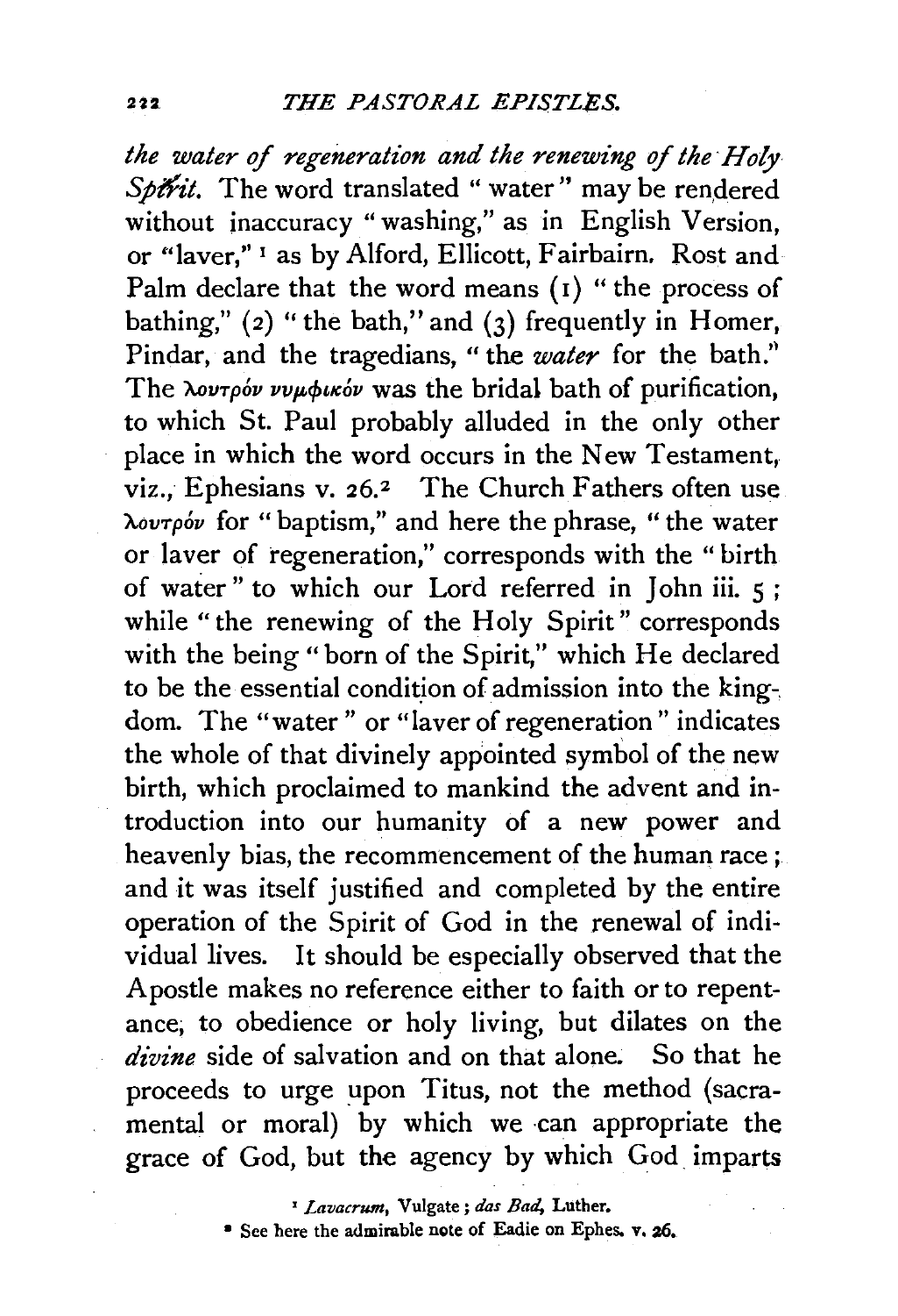*the water of regeneration and the renewing of the Holy Spirit.* The word translated "water" may be rendered without inaccuracy "washing," as in English Version, or "laver,"[1] as by Alford, Ellicott, Fairbairn. Rost and Palm declare that the word means (1) "the process of bathing," (2) "the bath," and (3) frequently in Homer, Pindar, and the tragedians, "the *water* for the bath." The λουτρόν νυμφικόν was the bridal bath of purification, to which St. Paul probably alluded in the only other place in which the word occurs in the New Testament, viz., Ephesians v. 26.[2] The Church Fathers often use λουτρόν for "baptism," and here the phrase, "the water or laver of regeneration," corresponds with the "birth of water" to which our Lord referred in John iii. 5; while "the renewing of the Holy Spirit" corresponds with the being "born of the Spirit," which He declared to be the essential condition of admission into the kingdom. The "water" or "laver of regeneration" indicates the whole of that divinely appointed symbol of the new birth, which proclaimed to mankind the advent and introduction into our humanity of a new power and heavenly bias, the recommencement of the human race; and it was itself justified and completed by the entire operation of the Spirit of God in the renewal of individual lives. It should be especially observed that the Apostle makes no reference either to faith or to repentance; to obedience or holy living, but dilates on the *divine* side of salvation and on that alone. So that he proceeds to urge upon Titus, not the method (sacramental or moral) by which we can appropriate the grace of God, but the agency by which God imparts

[1] *Lavacrum*, Vulgate; *das Bad*, Luther.

[2] See here the admirable note of Eadie on Ephes. v. 26.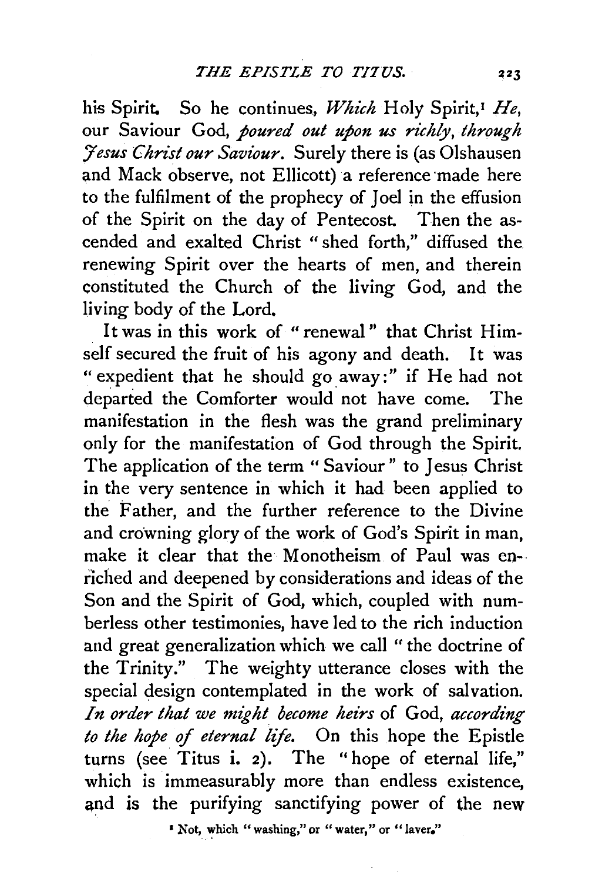his Spirit. So he continues, *Which* Holy Spirit,[1] *He*, our Saviour God, *poured out upon us richly, through Jesus Christ our Saviour*. Surely there is (as Olshausen and Mack observe, not Ellicott) a reference made here to the fulfilment of the prophecy of Joel in the effusion of the Spirit on the day of Pentecost. Then the ascended and exalted Christ "shed forth," diffused the renewing Spirit over the hearts of men, and therein constituted the Church of the living God, and the living body of the Lord.

It was in this work of "renewal" that Christ Himself secured the fruit of his agony and death. It was "expedient that he should go away:" if He had not departed the Comforter would not have come. The manifestation in the flesh was the grand preliminary only for the manifestation of God through the Spirit. The application of the term "Saviour" to Jesus Christ in the very sentence in which it had been applied to the Father, and the further reference to the Divine and crowning glory of the work of God's Spirit in man, make it clear that the Monotheism of Paul was enriched and deepened by considerations and ideas of the Son and the Spirit of God, which, coupled with numberless other testimonies, have led to the rich induction and great generalization which we call "the doctrine of the Trinity." The weighty utterance closes with the special design contemplated in the work of salvation. *In order that we might become heirs* of God, *according to the hope of eternal life*. On this hope the Epistle turns (see Titus i. 2). The "hope of eternal life," which is immeasurably more than endless existence, and is the purifying sanctifying power of the new

[1] Not, which "washing," or "water," or "laver."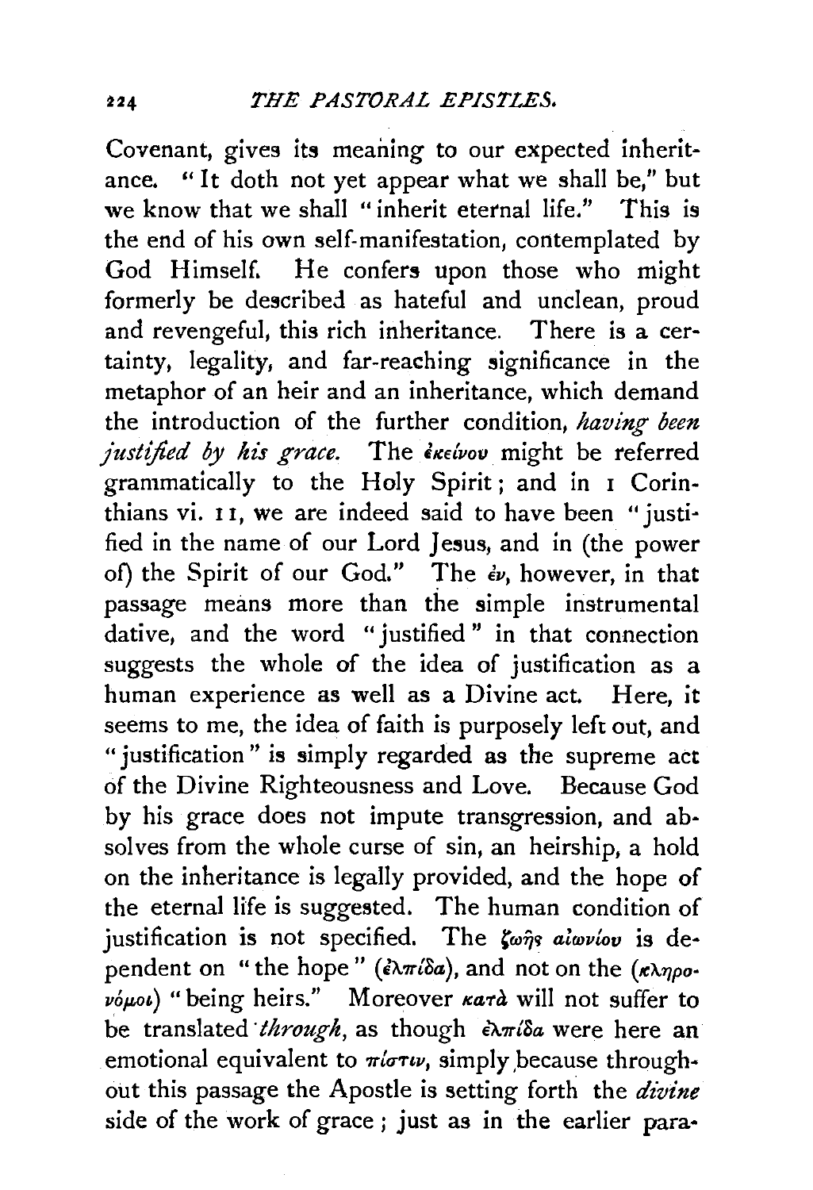Covenant, gives its meaning to our expected inheritance. "It doth not yet appear what we shall be," but we know that we shall "inherit eternal life." This is the end of his own self-manifestation, contemplated by God Himself. He confers upon those who might formerly be described as hateful and unclean, proud and revengeful, this rich inheritance. There is a certainty, legality, and far-reaching significance in the metaphor of an heir and an inheritance, which demand the introduction of the further condition, *having been justified by his grace.* The ἐκείνου might be referred grammatically to the Holy Spirit; and in 1 Corinthians vi. 11, we are indeed said to have been "justified in the name of our Lord Jesus, and in (the power of) the Spirit of our God." The ἐν, however, in that passage means more than the simple instrumental dative, and the word "justified" in that connection suggests the whole of the idea of justification as a human experience as well as a Divine act. Here, it seems to me, the idea of faith is purposely left out, and "justification" is simply regarded as the supreme act of the Divine Righteousness and Love. Because God by his grace does not impute transgression, and absolves from the whole curse of sin, an heirship, a hold on the inheritance is legally provided, and the hope of the eternal life is suggested. The human condition of justification is not specified. The ζωῆς αἰωνίου is dependent on "the hope" (ἐλπίδα), and not on the (κληρονόμοι) "being heirs." Moreover κατὰ will not suffer to be translated *through*, as though ἐλπίδα were here an emotional equivalent to πίστιν, simply because throughout this passage the Apostle is setting forth the *divine* side of the work of grace; just as in the earlier para-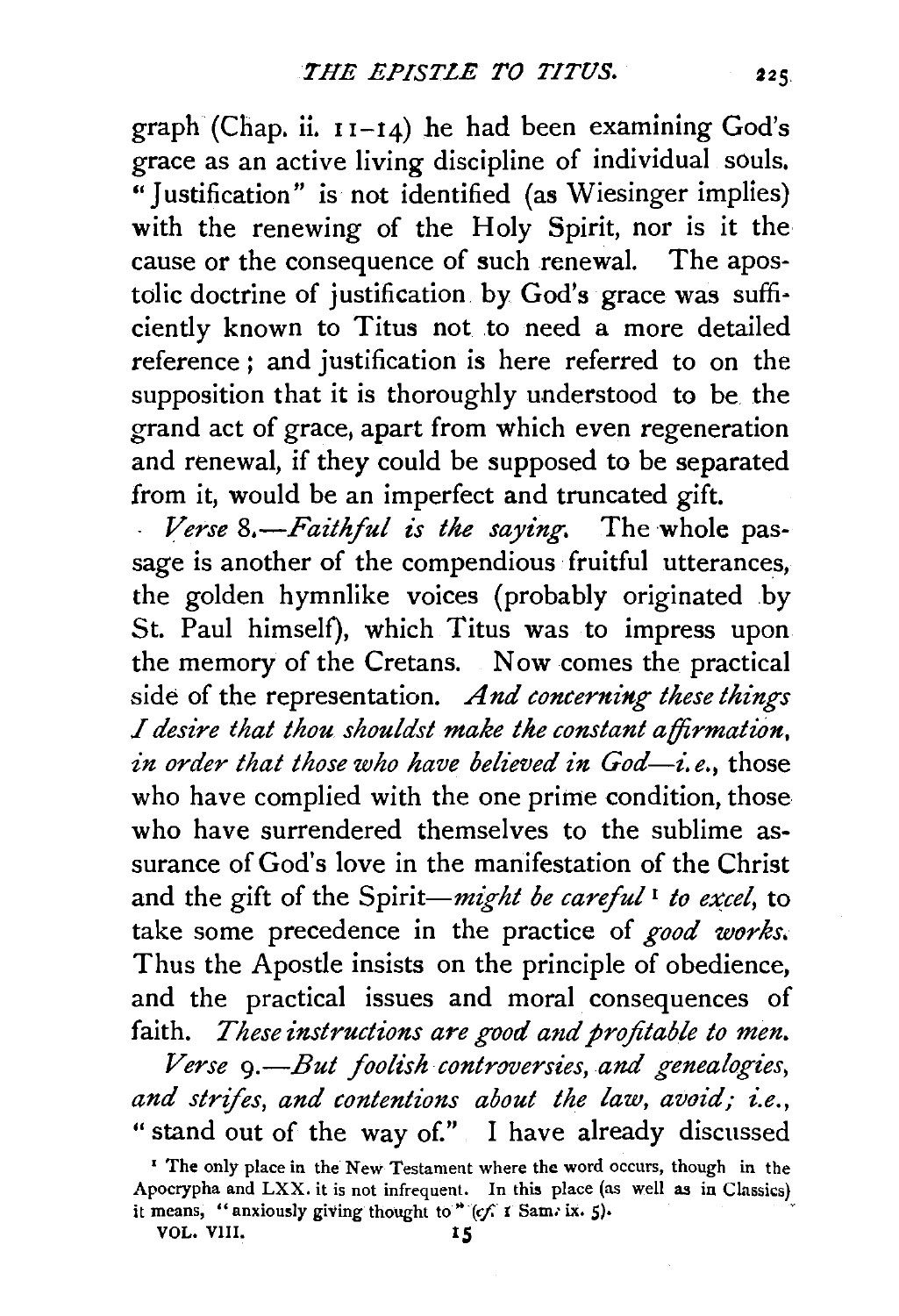graph (Chap. ii. 11–14) he had been examining God's grace as an active living discipline of individual souls. "Justification" is not identified (as Wiesinger implies) with the renewing of the Holy Spirit, nor is it the cause or the consequence of such renewal. The apostolic doctrine of justification by God's grace was sufficiently known to Titus not to need a more detailed reference; and justification is here referred to on the supposition that it is thoroughly understood to be the grand act of grace, apart from which even regeneration and renewal, if they could be supposed to be separated from it, would be an imperfect and truncated gift.

*Verse* 8.—*Faithful is the saying.* The whole passage is another of the compendious fruitful utterances, the golden hymnlike voices (probably originated by St. Paul himself), which Titus was to impress upon the memory of the Cretans. Now comes the practical side of the representation. *And concerning these things I desire that thou shouldst make the constant affirmation, in order that those who have believed in God—i.e.,* those who have complied with the one prime condition, those who have surrendered themselves to the sublime assurance of God's love in the manifestation of the Christ and the gift of the Spirit—*might be careful*[1] *to excel,* to take some precedence in the practice of *good works.* Thus the Apostle insists on the principle of obedience, and the practical issues and moral consequences of faith. *These instructions are good and profitable to men.*

*Verse* 9.—*But foolish controversies, and genealogies, and strifes, and contentions about the law, avoid; i.e.,* "stand out of the way of." I have already discussed

[1] The only place in the New Testament where the word occurs, though in the Apocrypha and LXX. it is not infrequent. In this place (as well as in Classics) it means, "anxiously giving thought to" (*cf.* 1 Sam. ix. 5).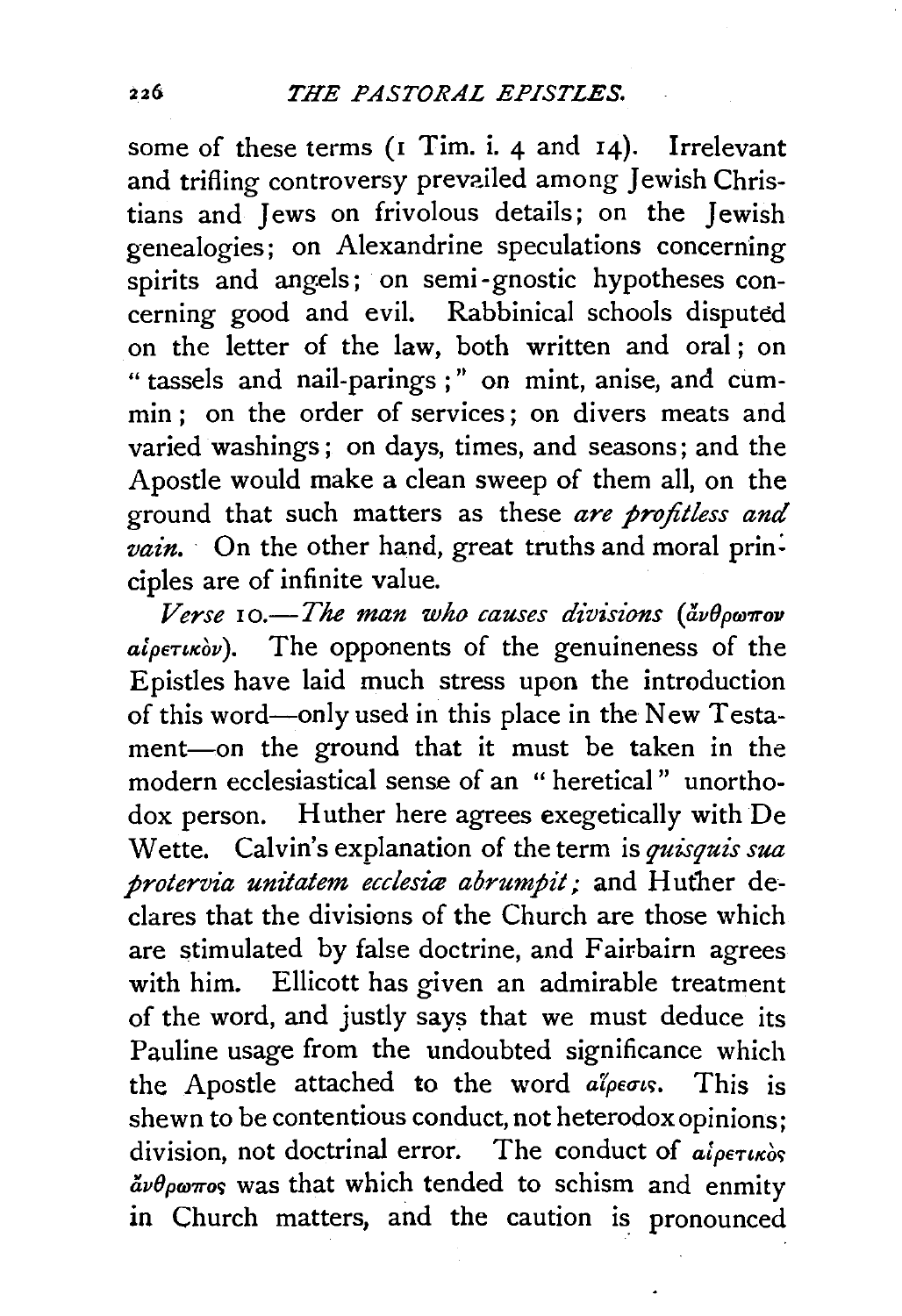some of these terms (1 Tim. i. 4 and 14). Irrelevant and trifling controversy prevailed among Jewish Christians and Jews on frivolous details; on the Jewish genealogies; on Alexandrine speculations concerning spirits and angels; on semi-gnostic hypotheses concerning good and evil. Rabbinical schools disputed on the letter of the law, both written and oral; on "tassels and nail-parings;" on mint, anise, and cummin; on the order of services; on divers meats and varied washings; on days, times, and seasons; and the Apostle would make a clean sweep of them all, on the ground that such matters as these *are profitless and vain.* On the other hand, great truths and moral principles are of infinite value.

*Verse 10.—The man who causes divisions* (ἄνθρωπον αἱρετικὸν). The opponents of the genuineness of the Epistles have laid much stress upon the introduction of this word—only used in this place in the New Testament—on the ground that it must be taken in the modern ecclesiastical sense of an "heretical" unorthodox person. Huther here agrees exegetically with De Wette. Calvin's explanation of the term is *quisquis sua protervia unitatem ecclesiæ abrumpit;* and Huther declares that the divisions of the Church are those which are stimulated by false doctrine, and Fairbairn agrees with him. Ellicott has given an admirable treatment of the word, and justly says that we must deduce its Pauline usage from the undoubted significance which the Apostle attached to the word αἵρεσις. This is shewn to be contentious conduct, not heterodox opinions; division, not doctrinal error. The conduct of αἱρετικὸς ἄνθρωπος was that which tended to schism and enmity in Church matters, and the caution is pronounced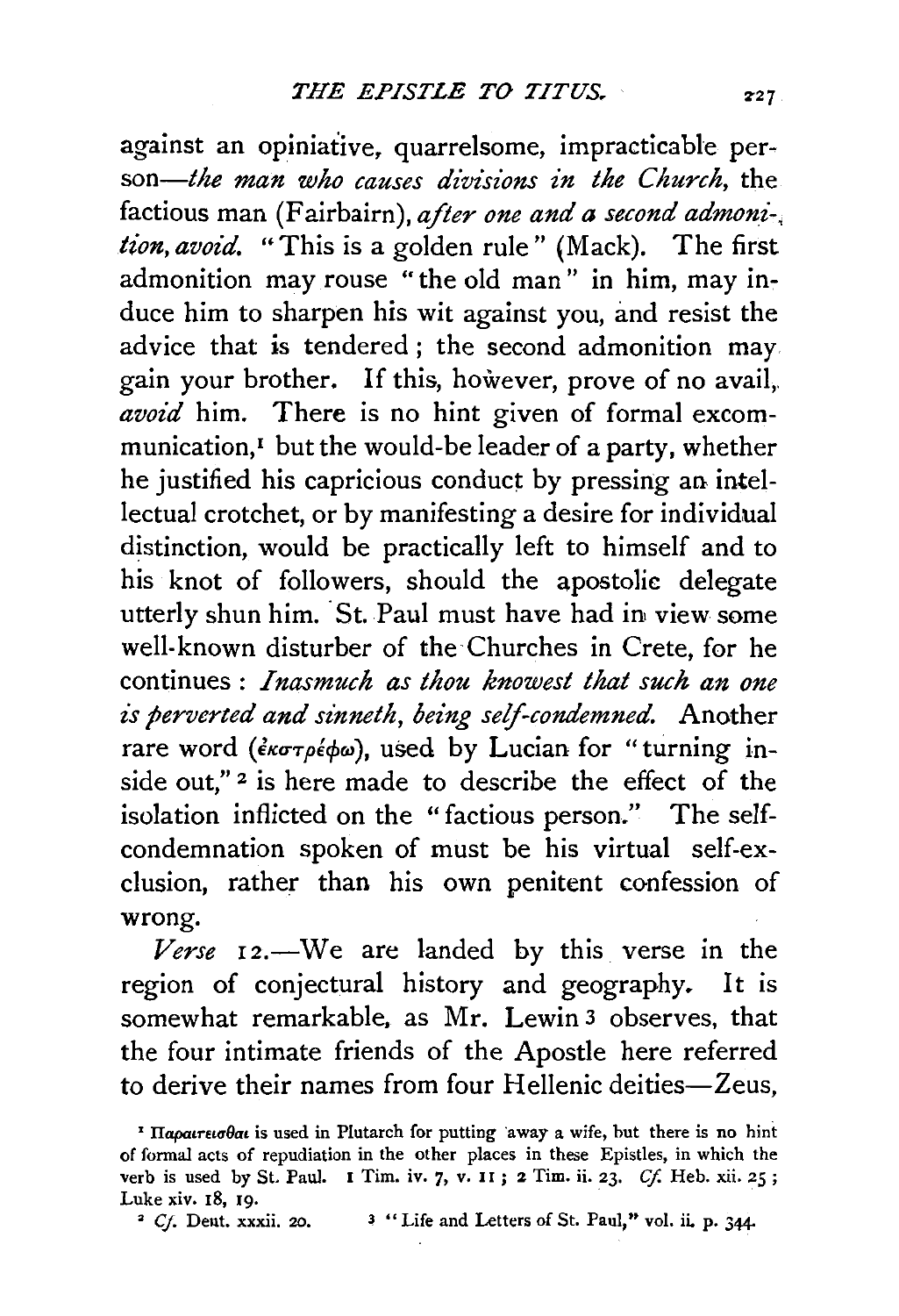against an opiniative, quarrelsome, impracticable person—*the man who causes divisions in the Church*, the factious man (Fairbairn), *after one and a second admonition, avoid.* "This is a golden rule" (Mack). The first admonition may rouse "the old man" in him, may induce him to sharpen his wit against you, and resist the advice that is tendered; the second admonition may gain your brother. If this, however, prove of no avail, *avoid* him. There is no hint given of formal excommunication,[1] but the would-be leader of a party, whether he justified his capricious conduct by pressing an intellectual crotchet, or by manifesting a desire for individual distinction, would be practically left to himself and to his knot of followers, should the apostolic delegate utterly shun him. St. Paul must have had in view some well-known disturber of the Churches in Crete, for he continues: *Inasmuch as thou knowest that such an one is perverted and sinneth, being self-condemned.* Another rare word (ἐκστρέφω), used by Lucian for "turning inside out,"[2] is here made to describe the effect of the isolation inflicted on the "factious person." The self-condemnation spoken of must be his virtual self-exclusion, rather than his own penitent confession of wrong.

*Verse* 12.—We are landed by this verse in the region of conjectural history and geography. It is somewhat remarkable, as Mr. Lewin[3] observes, that the four intimate friends of the Apostle here referred to derive their names from four Hellenic deities—Zeus,

[1] Παραιτεῖσθαι is used in Plutarch for putting away a wife, but there is no hint of formal acts of repudiation in the other places in these Epistles, in which the verb is used by St. Paul. 1 Tim. iv. 7, v. 11; 2 Tim. ii. 23. *Cf.* Heb. xii. 25; Luke xiv. 18, 19.

[2] *Cf.* Deut. xxxii. 20.

[3] "Life and Letters of St. Paul," vol. ii. p. 344.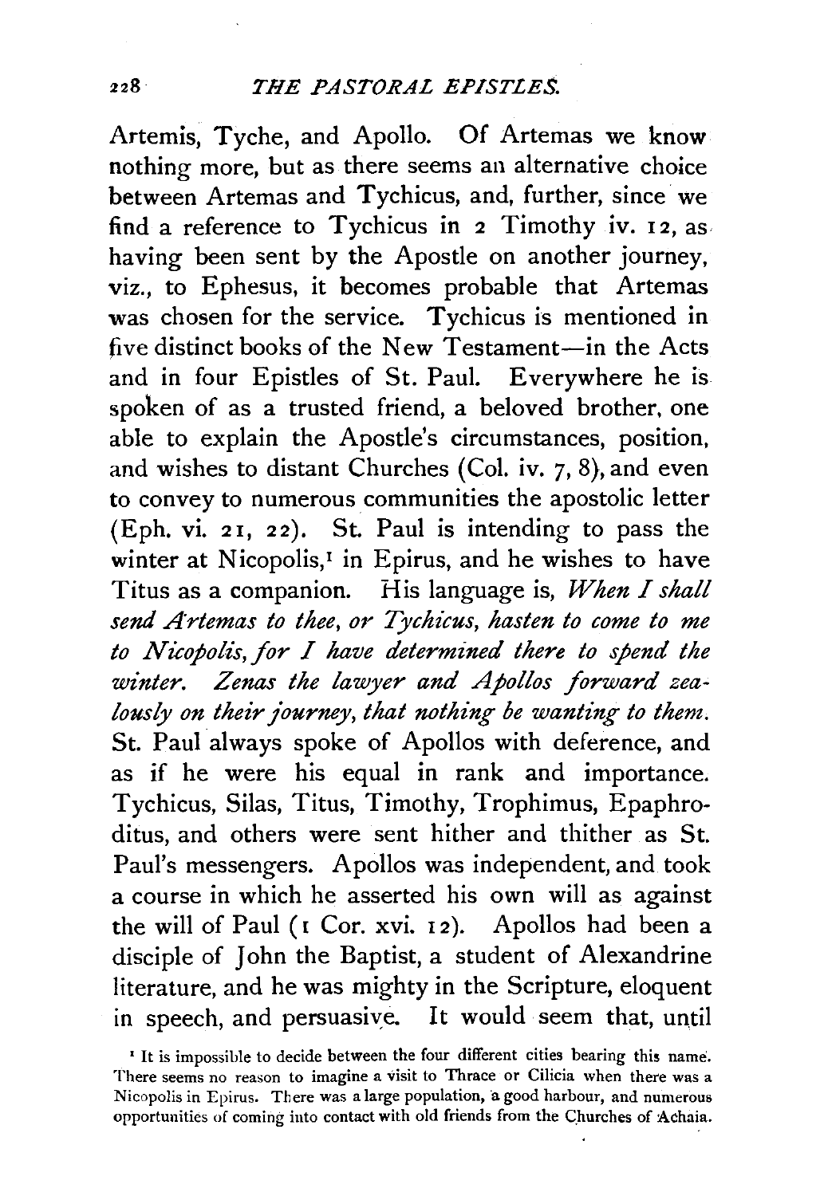Artemis, Tyche, and Apollo. Of Artemas we know nothing more, but as there seems an alternative choice between Artemas and Tychicus, and, further, since we find a reference to Tychicus in 2 Timothy iv. 12, as having been sent by the Apostle on another journey, viz., to Ephesus, it becomes probable that Artemas was chosen for the service. Tychicus is mentioned in five distinct books of the New Testament—in the Acts and in four Epistles of St. Paul. Everywhere he is spoken of as a trusted friend, a beloved brother, one able to explain the Apostle's circumstances, position, and wishes to distant Churches (Col. iv. 7, 8), and even to convey to numerous communities the apostolic letter (Eph. vi. 21, 22). St. Paul is intending to pass the winter at Nicopolis,[1] in Epirus, and he wishes to have Titus as a companion. His language is, *When I shall send Artemas to thee, or Tychicus, hasten to come to me to Nicopolis, for I have determined there to spend the winter. Zenas the lawyer and Apollos forward zealously on their journey, that nothing be wanting to them.* St. Paul always spoke of Apollos with deference, and as if he were his equal in rank and importance. Tychicus, Silas, Titus, Timothy, Trophimus, Epaphroditus, and others were sent hither and thither as St. Paul's messengers. Apollos was independent, and took a course in which he asserted his own will as against the will of Paul (1 Cor. xvi. 12). Apollos had been a disciple of John the Baptist, a student of Alexandrine literature, and he was mighty in the Scripture, eloquent in speech, and persuasive. It would seem that, until

[1] It is impossible to decide between the four different cities bearing this name. There seems no reason to imagine a visit to Thrace or Cilicia when there was a Nicopolis in Epirus. There was a large population, a good harbour, and numerous opportunities of coming into contact with old friends from the Churches of Achaia.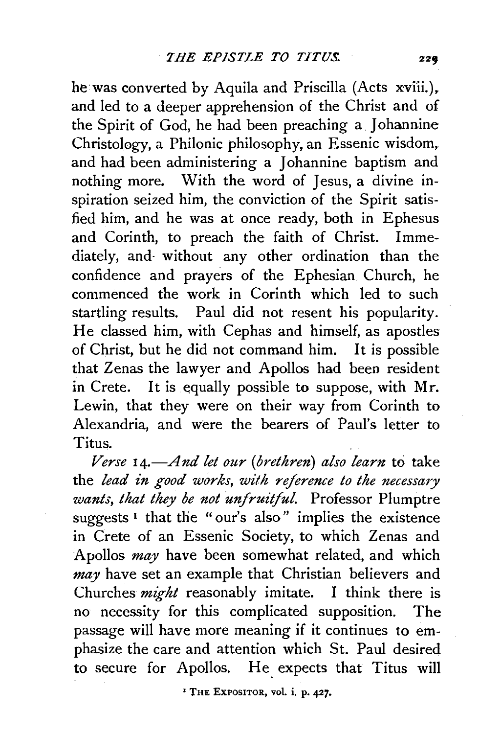he was converted by Aquila and Priscilla (Acts xviii.), and led to a deeper apprehension of the Christ and of the Spirit of God, he had been preaching a Johannine Christology, a Philonic philosophy, an Essenic wisdom, and had been administering a Johannine baptism and nothing more. With the word of Jesus, a divine inspiration seized him, the conviction of the Spirit satisfied him, and he was at once ready, both in Ephesus and Corinth, to preach the faith of Christ. Immediately, and without any other ordination than the confidence and prayers of the Ephesian Church, he commenced the work in Corinth which led to such startling results. Paul did not resent his popularity. He classed him, with Cephas and himself, as apostles of Christ, but he did not command him. It is possible that Zenas the lawyer and Apollos had been resident in Crete. It is equally possible to suppose, with Mr. Lewin, that they were on their way from Corinth to Alexandria, and were the bearers of Paul's letter to Titus.

*Verse* 14.—*And let our* (*brethren*) *also learn* to take the *lead in good works, with reference to the necessary wants, that they be not unfruitful.* Professor Plumptre suggests [1] that the "our's also" implies the existence in Crete of an Essenic Society, to which Zenas and Apollos *may* have been somewhat related, and which *may* have set an example that Christian believers and Churches *might* reasonably imitate. I think there is no necessity for this complicated supposition. The passage will have more meaning if it continues to emphasize the care and attention which St. Paul desired to secure for Apollos. He expects that Titus will

[1] THE EXPOSITOR, vol. i. p. 427.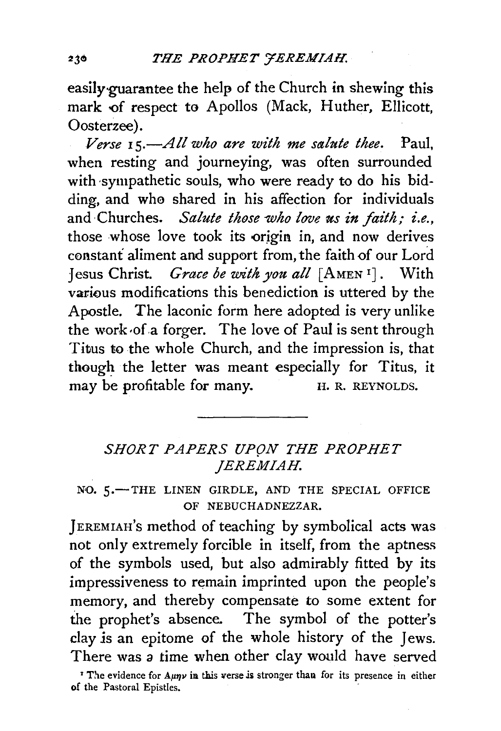easily guarantee the help of the Church in shewing this mark of respect to Apollos (Mack, Huther, Ellicott, Oosterzee).

*Verse 15.—All who are with me salute thee.* Paul, when resting and journeying, was often surrounded with sympathetic souls, who were ready to do his bidding, and who shared in his affection for individuals and Churches. *Salute those who love us in faith; i.e.*, those whose love took its origin in, and now derives constant aliment and support from, the faith of our Lord Jesus Christ. *Grace be with you all* [AMEN [1]]. With various modifications this benediction is uttered by the Apostle. The laconic form here adopted is very unlike the work of a forger. The love of Paul is sent through Titus to the whole Church, and the impression is, that though the letter was meant especially for Titus, it may be profitable for many.

H. R. REYNOLDS.

---

## SHORT PAPERS UPON THE PROPHET JEREMIAH.

### NO. 5.—THE LINEN GIRDLE, AND THE SPECIAL OFFICE OF NEBUCHADNEZZAR.

JEREMIAH'S method of teaching by symbolical acts was not only extremely forcible in itself, from the aptness of the symbols used, but also admirably fitted by its impressiveness to remain imprinted upon the people's memory, and thereby compensate to some extent for the prophet's absence. The symbol of the potter's clay is an epitome of the whole history of the Jews. There was a time when other clay would have served

[1] The evidence for Αμην in this verse is stronger than for its presence in either of the Pastoral Epistles.